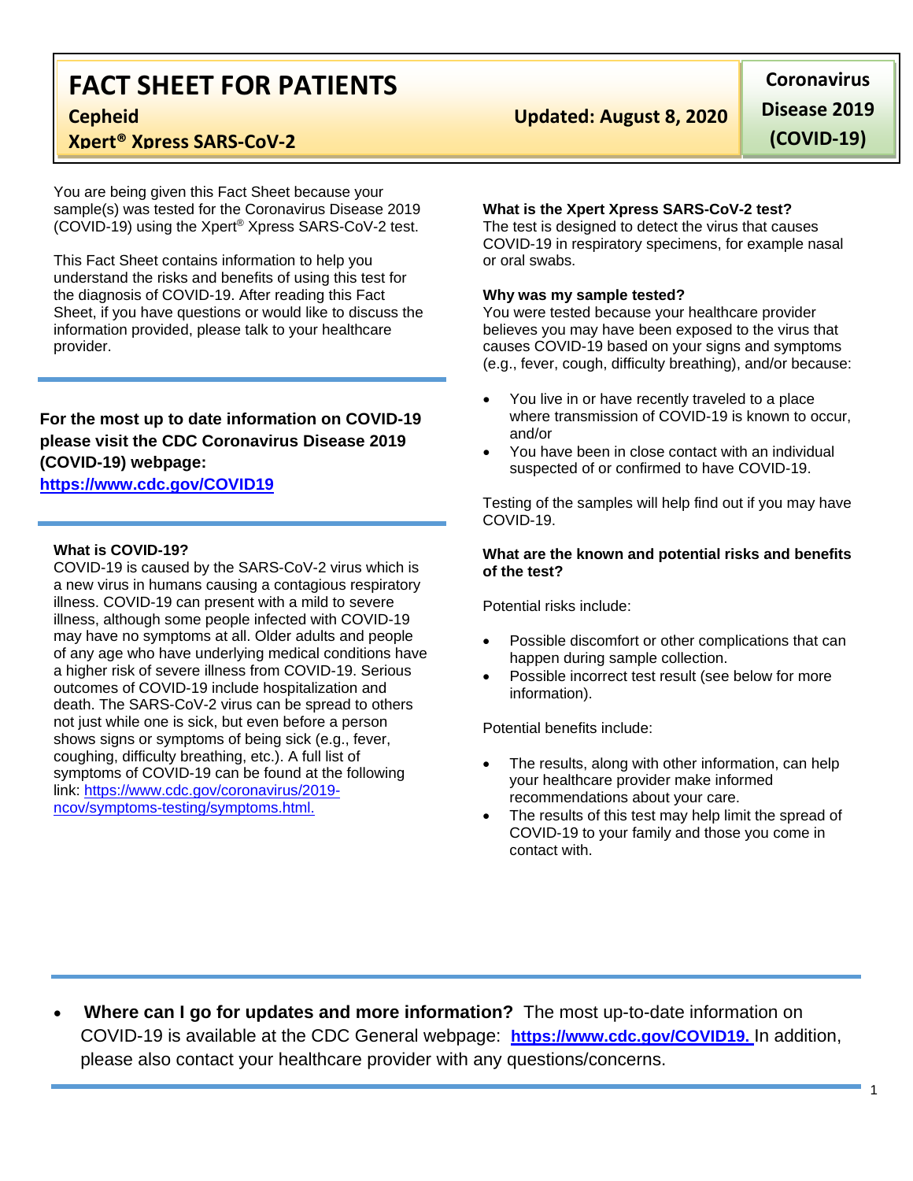# FACT SHEET FOR PATIENTS

**Cepheid**

**Xpert® Xpress SARS-CoV-2**

**Updated: August 8, 2020**

**Coronavirus Disease 2019 (COVID-19)**

You are being given this Fact Sheet because your sample(s) was tested for the Coronavirus Disease 2019 (COVID-19) using the Xpert® Xpress SARS-CoV-2 test.

This Fact Sheet contains information to help you understand the risks and benefits of using this test for the diagnosis of COVID-19. After reading this Fact Sheet, if you have questions or would like to discuss the information provided, please talk to your healthcare provider.

**For the most up to date information on COVID-19 please visit the CDC Coronavirus Disease 2019 (COVID-19) webpage:**
**https://www.cdc.gov/COVID19**

### What is COVID-19?

COVID-19 is caused by the SARS-CoV-2 virus which is a new virus in humans causing a contagious respiratory illness. COVID-19 can present with a mild to severe illness, although some people infected with COVID-19 may have no symptoms at all. Older adults and people of any age who have underlying medical conditions have a higher risk of severe illness from COVID-19. Serious outcomes of COVID-19 include hospitalization and death. The SARS-CoV-2 virus can be spread to others not just while one is sick, but even before a person shows signs or symptoms of being sick (e.g., fever, coughing, difficulty breathing, etc.). A full list of symptoms of COVID-19 can be found at the following link: https://www.cdc.gov/coronavirus/2019-ncov/symptoms-testing/symptoms.html.

### What is the Xpert Xpress SARS-CoV-2 test?

The test is designed to detect the virus that causes COVID-19 in respiratory specimens, for example nasal or oral swabs.

### Why was my sample tested?

You were tested because your healthcare provider believes you may have been exposed to the virus that causes COVID-19 based on your signs and symptoms (e.g., fever, cough, difficulty breathing), and/or because:

- You live in or have recently traveled to a place where transmission of COVID-19 is known to occur, and/or
- You have been in close contact with an individual suspected of or confirmed to have COVID-19.

Testing of the samples will help find out if you may have COVID-19.

### What are the known and potential risks and benefits of the test?

Potential risks include:

- Possible discomfort or other complications that can happen during sample collection.
- Possible incorrect test result (see below for more information).

Potential benefits include:

- The results, along with other information, can help your healthcare provider make informed recommendations about your care.
- The results of this test may help limit the spread of COVID-19 to your family and those you come in contact with.

- **Where can I go for updates and more information?** The most up-to-date information on COVID-19 is available at the CDC General webpage: **https://www.cdc.gov/COVID19.** In addition, please also contact your healthcare provider with any questions/concerns.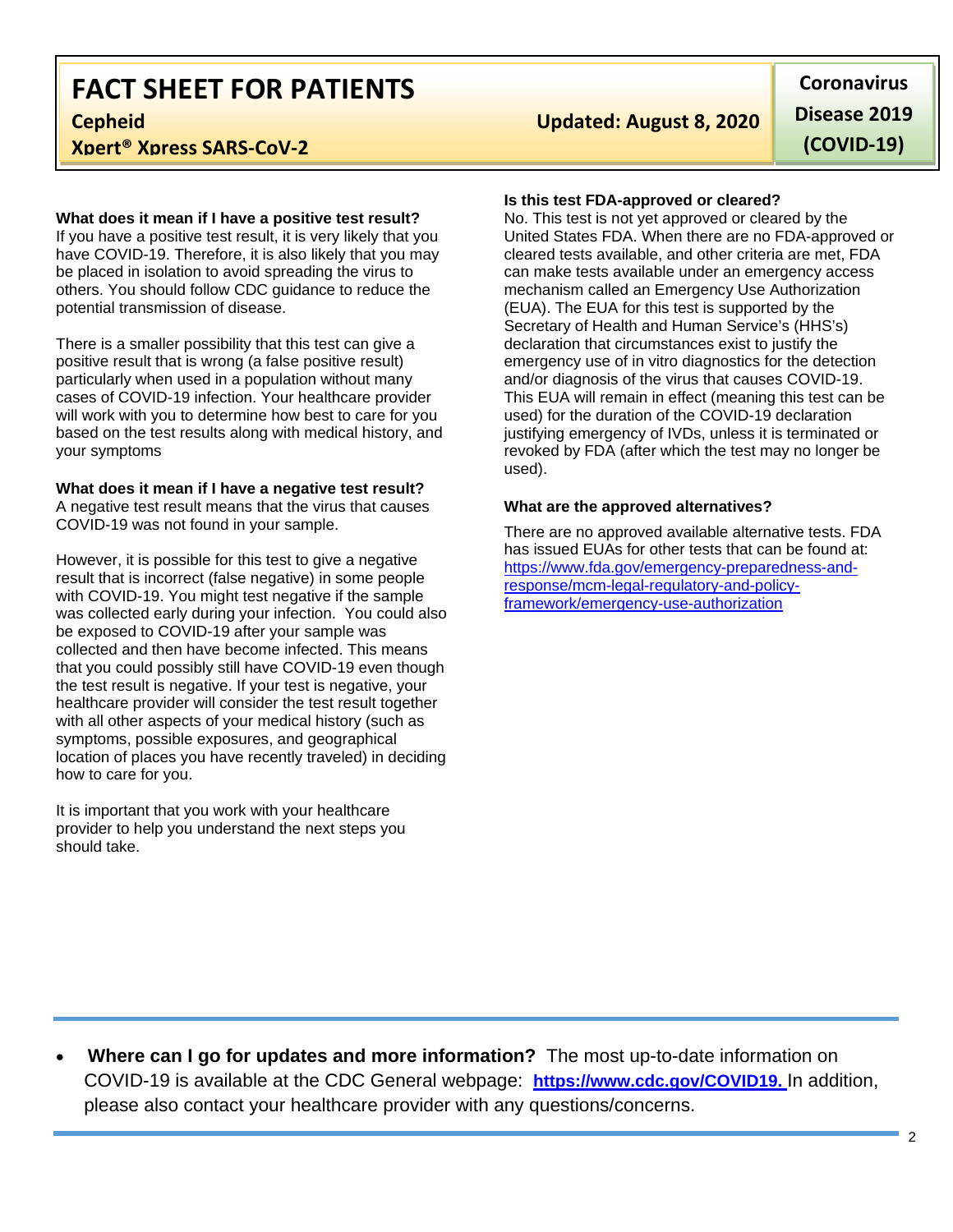# FACT SHEET FOR PATIENTS

**Cepheid**

**Xpert® Xpress SARS-CoV-2**

**Updated: August 8, 2020**

**Coronavirus Disease 2019 (COVID-19)**

**What does it mean if I have a positive test result?**
If you have a positive test result, it is very likely that you have COVID-19. Therefore, it is also likely that you may be placed in isolation to avoid spreading the virus to others. You should follow CDC guidance to reduce the potential transmission of disease.

There is a smaller possibility that this test can give a positive result that is wrong (a false positive result) particularly when used in a population without many cases of COVID-19 infection. Your healthcare provider will work with you to determine how best to care for you based on the test results along with medical history, and your symptoms

**What does it mean if I have a negative test result?**
A negative test result means that the virus that causes COVID-19 was not found in your sample.

However, it is possible for this test to give a negative result that is incorrect (false negative) in some people with COVID-19. You might test negative if the sample was collected early during your infection. You could also be exposed to COVID-19 after your sample was collected and then have become infected. This means that you could possibly still have COVID-19 even though the test result is negative. If your test is negative, your healthcare provider will consider the test result together with all other aspects of your medical history (such as symptoms, possible exposures, and geographical location of places you have recently traveled) in deciding how to care for you.

It is important that you work with your healthcare provider to help you understand the next steps you should take.

**Is this test FDA-approved or cleared?**
No. This test is not yet approved or cleared by the United States FDA. When there are no FDA-approved or cleared tests available, and other criteria are met, FDA can make tests available under an emergency access mechanism called an Emergency Use Authorization (EUA). The EUA for this test is supported by the Secretary of Health and Human Service's (HHS's) declaration that circumstances exist to justify the emergency use of in vitro diagnostics for the detection and/or diagnosis of the virus that causes COVID-19. This EUA will remain in effect (meaning this test can be used) for the duration of the COVID-19 declaration justifying emergency of IVDs, unless it is terminated or revoked by FDA (after which the test may no longer be used).

**What are the approved alternatives?**

There are no approved available alternative tests. FDA has issued EUAs for other tests that can be found at: https://www.fda.gov/emergency-preparedness-and-response/mcm-legal-regulatory-and-policy-framework/emergency-use-authorization

- **Where can I go for updates and more information?** The most up-to-date information on COVID-19 is available at the CDC General webpage: **https://www.cdc.gov/COVID19.** In addition, please also contact your healthcare provider with any questions/concerns.